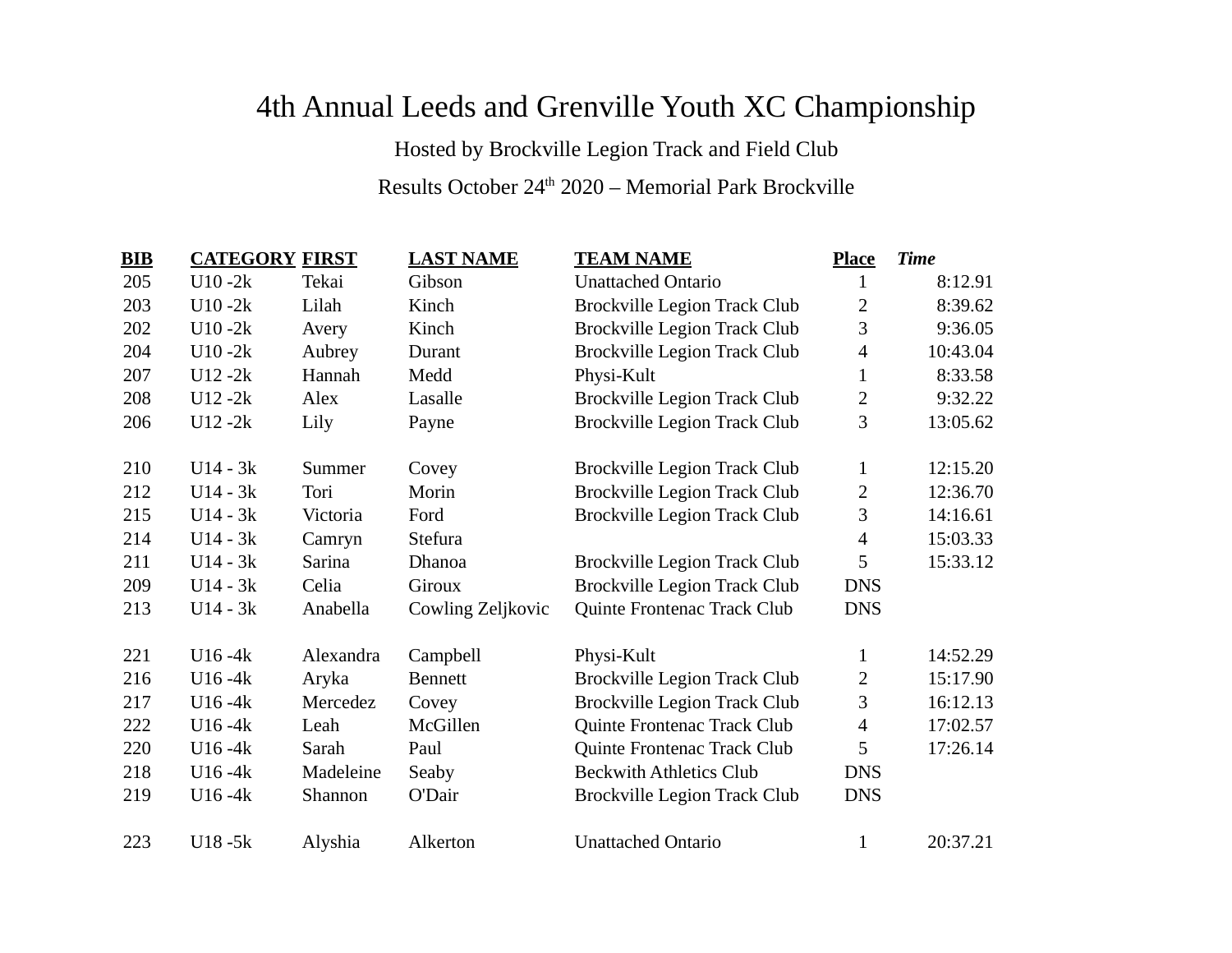# 4th Annual Leeds and Grenville Youth XC Championship

Hosted by Brockville Legion Track and Field Club

Results October 24th 2020 – Memorial Park Brockville

| BIB | CATEGORY | FIRST | LAST NAME | TEAM NAME | Place | *Time* |
|---|---|---|---|---|---|---|
| 205 | U10 -2k | Tekai | Gibson | Unattached Ontario | 1 | 8:12.91 |
| 203 | U10 -2k | Lilah | Kinch | Brockville Legion Track Club | 2 | 8:39.62 |
| 202 | U10 -2k | Avery | Kinch | Brockville Legion Track Club | 3 | 9:36.05 |
| 204 | U10 -2k | Aubrey | Durant | Brockville Legion Track Club | 4 | 10:43.04 |
| 207 | U12 -2k | Hannah | Medd | Physi-Kult | 1 | 8:33.58 |
| 208 | U12 -2k | Alex | Lasalle | Brockville Legion Track Club | 2 | 9:32.22 |
| 206 | U12 -2k | Lily | Payne | Brockville Legion Track Club | 3 | 13:05.62 |
| | | | | | | |
| 210 | U14 - 3k | Summer | Covey | Brockville Legion Track Club | 1 | 12:15.20 |
| 212 | U14 - 3k | Tori | Morin | Brockville Legion Track Club | 2 | 12:36.70 |
| 215 | U14 - 3k | Victoria | Ford | Brockville Legion Track Club | 3 | 14:16.61 |
| 214 | U14 - 3k | Camryn | Stefura | | 4 | 15:03.33 |
| 211 | U14 - 3k | Sarina | Dhanoa | Brockville Legion Track Club | 5 | 15:33.12 |
| 209 | U14 - 3k | Celia | Giroux | Brockville Legion Track Club | DNS | |
| 213 | U14 - 3k | Anabella | Cowling Zeljkovic | Quinte Frontenac Track Club | DNS | |
| | | | | | | |
| 221 | U16 -4k | Alexandra | Campbell | Physi-Kult | 1 | 14:52.29 |
| 216 | U16 -4k | Aryka | Bennett | Brockville Legion Track Club | 2 | 15:17.90 |
| 217 | U16 -4k | Mercedez | Covey | Brockville Legion Track Club | 3 | 16:12.13 |
| 222 | U16 -4k | Leah | McGillen | Quinte Frontenac Track Club | 4 | 17:02.57 |
| 220 | U16 -4k | Sarah | Paul | Quinte Frontenac Track Club | 5 | 17:26.14 |
| 218 | U16 -4k | Madeleine | Seaby | Beckwith Athletics Club | DNS | |
| 219 | U16 -4k | Shannon | O'Dair | Brockville Legion Track Club | DNS | |
| | | | | | | |
| 223 | U18 -5k | Alyshia | Alkerton | Unattached Ontario | 1 | 20:37.21 |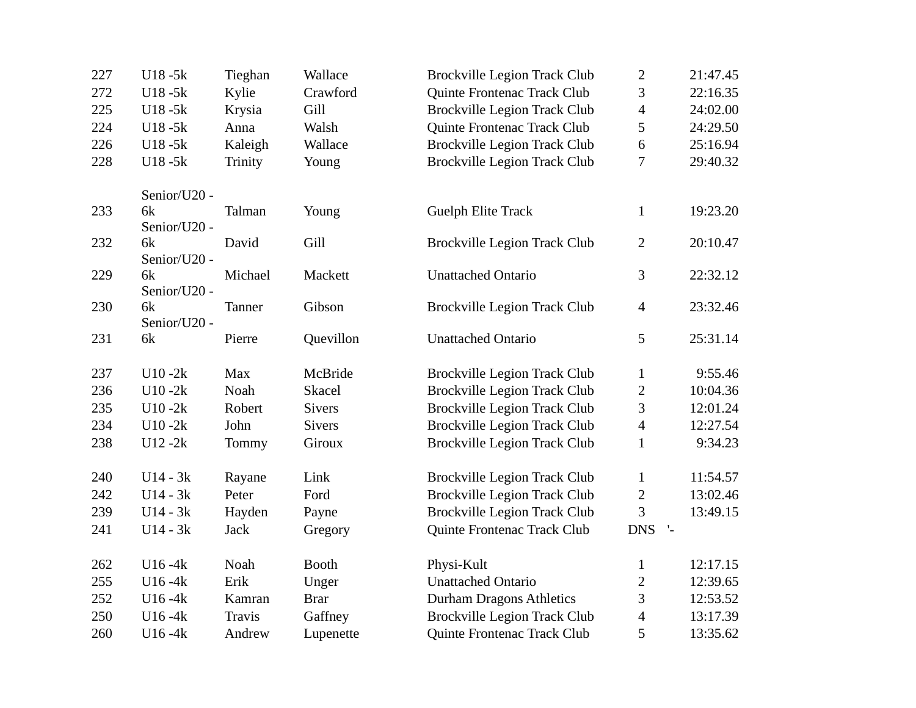| | | | | | | |
|---|---|---|---|---|---|---|
| 227 | U18 -5k | Tieghan | Wallace | Brockville Legion Track Club | 2 | 21:47.45 |
| 272 | U18 -5k | Kylie | Crawford | Quinte Frontenac Track Club | 3 | 22:16.35 |
| 225 | U18 -5k | Krysia | Gill | Brockville Legion Track Club | 4 | 24:02.00 |
| 224 | U18 -5k | Anna | Walsh | Quinte Frontenac Track Club | 5 | 24:29.50 |
| 226 | U18 -5k | Kaleigh | Wallace | Brockville Legion Track Club | 6 | 25:16.94 |
| 228 | U18 -5k | Trinity | Young | Brockville Legion Track Club | 7 | 29:40.32 |
| | | | | | | |
| 233 | Senior/U20 - 6k | Talman | Young | Guelph Elite Track | 1 | 19:23.20 |
| 232 | Senior/U20 - 6k | David | Gill | Brockville Legion Track Club | 2 | 20:10.47 |
| 229 | Senior/U20 - 6k | Michael | Mackett | Unattached Ontario | 3 | 22:32.12 |
| 230 | Senior/U20 - 6k | Tanner | Gibson | Brockville Legion Track Club | 4 | 23:32.46 |
| 231 | Senior/U20 - 6k | Pierre | Quevillon | Unattached Ontario | 5 | 25:31.14 |
| | | | | | | |
| 237 | U10 -2k | Max | McBride | Brockville Legion Track Club | 1 | 9:55.46 |
| 236 | U10 -2k | Noah | Skacel | Brockville Legion Track Club | 2 | 10:04.36 |
| 235 | U10 -2k | Robert | Sivers | Brockville Legion Track Club | 3 | 12:01.24 |
| 234 | U10 -2k | John | Sivers | Brockville Legion Track Club | 4 | 12:27.54 |
| 238 | U12 -2k | Tommy | Giroux | Brockville Legion Track Club | 1 | 9:34.23 |
| | | | | | | |
| 240 | U14 - 3k | Rayane | Link | Brockville Legion Track Club | 1 | 11:54.57 |
| 242 | U14 - 3k | Peter | Ford | Brockville Legion Track Club | 2 | 13:02.46 |
| 239 | U14 - 3k | Hayden | Payne | Brockville Legion Track Club | 3 | 13:49.15 |
| 241 | U14 - 3k | Jack | Gregory | Quinte Frontenac Track Club | DNS | '- |
| | | | | | | |
| 262 | U16 -4k | Noah | Booth | Physi-Kult | 1 | 12:17.15 |
| 255 | U16 -4k | Erik | Unger | Unattached Ontario | 2 | 12:39.65 |
| 252 | U16 -4k | Kamran | Brar | Durham Dragons Athletics | 3 | 12:53.52 |
| 250 | U16 -4k | Travis | Gaffney | Brockville Legion Track Club | 4 | 13:17.39 |
| 260 | U16 -4k | Andrew | Lupenette | Quinte Frontenac Track Club | 5 | 13:35.62 |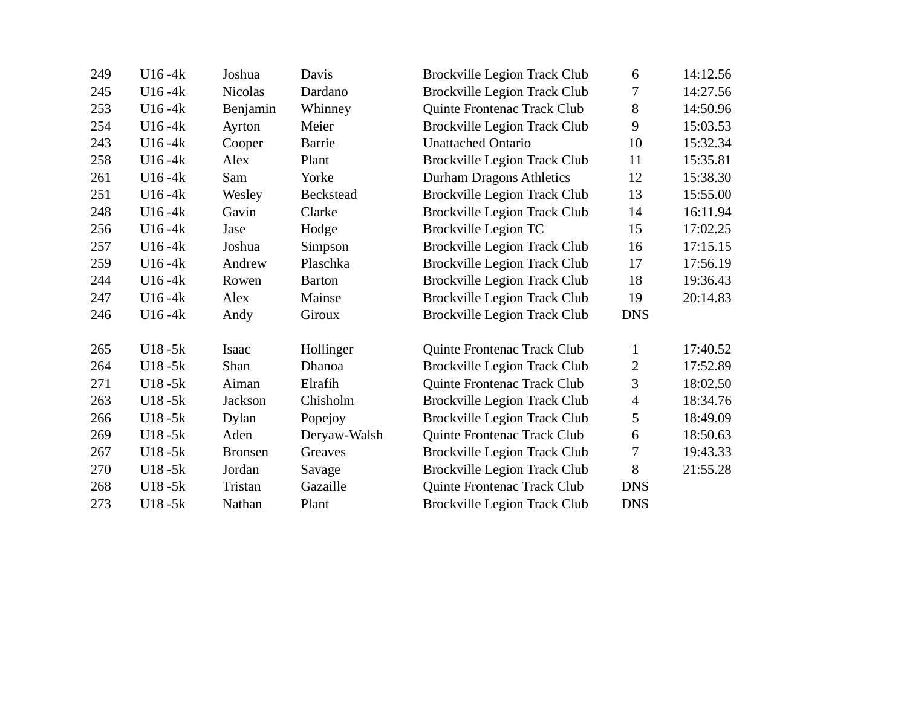| | | | | | | |
|---|---|---|---|---|---|---|
| 249 | U16 -4k | Joshua | Davis | Brockville Legion Track Club | 6 | 14:12.56 |
| 245 | U16 -4k | Nicolas | Dardano | Brockville Legion Track Club | 7 | 14:27.56 |
| 253 | U16 -4k | Benjamin | Whinney | Quinte Frontenac Track Club | 8 | 14:50.96 |
| 254 | U16 -4k | Ayrton | Meier | Brockville Legion Track Club | 9 | 15:03.53 |
| 243 | U16 -4k | Cooper | Barrie | Unattached Ontario | 10 | 15:32.34 |
| 258 | U16 -4k | Alex | Plant | Brockville Legion Track Club | 11 | 15:35.81 |
| 261 | U16 -4k | Sam | Yorke | Durham Dragons Athletics | 12 | 15:38.30 |
| 251 | U16 -4k | Wesley | Beckstead | Brockville Legion Track Club | 13 | 15:55.00 |
| 248 | U16 -4k | Gavin | Clarke | Brockville Legion Track Club | 14 | 16:11.94 |
| 256 | U16 -4k | Jase | Hodge | Brockville Legion TC | 15 | 17:02.25 |
| 257 | U16 -4k | Joshua | Simpson | Brockville Legion Track Club | 16 | 17:15.15 |
| 259 | U16 -4k | Andrew | Plaschka | Brockville Legion Track Club | 17 | 17:56.19 |
| 244 | U16 -4k | Rowen | Barton | Brockville Legion Track Club | 18 | 19:36.43 |
| 247 | U16 -4k | Alex | Mainse | Brockville Legion Track Club | 19 | 20:14.83 |
| 246 | U16 -4k | Andy | Giroux | Brockville Legion Track Club | DNS | |
| | | | | | | |
| 265 | U18 -5k | Isaac | Hollinger | Quinte Frontenac Track Club | 1 | 17:40.52 |
| 264 | U18 -5k | Shan | Dhanoa | Brockville Legion Track Club | 2 | 17:52.89 |
| 271 | U18 -5k | Aiman | Elrafih | Quinte Frontenac Track Club | 3 | 18:02.50 |
| 263 | U18 -5k | Jackson | Chisholm | Brockville Legion Track Club | 4 | 18:34.76 |
| 266 | U18 -5k | Dylan | Popejoy | Brockville Legion Track Club | 5 | 18:49.09 |
| 269 | U18 -5k | Aden | Deryaw-Walsh | Quinte Frontenac Track Club | 6 | 18:50.63 |
| 267 | U18 -5k | Bronsen | Greaves | Brockville Legion Track Club | 7 | 19:43.33 |
| 270 | U18 -5k | Jordan | Savage | Brockville Legion Track Club | 8 | 21:55.28 |
| 268 | U18 -5k | Tristan | Gazaille | Quinte Frontenac Track Club | DNS | |
| 273 | U18 -5k | Nathan | Plant | Brockville Legion Track Club | DNS | |